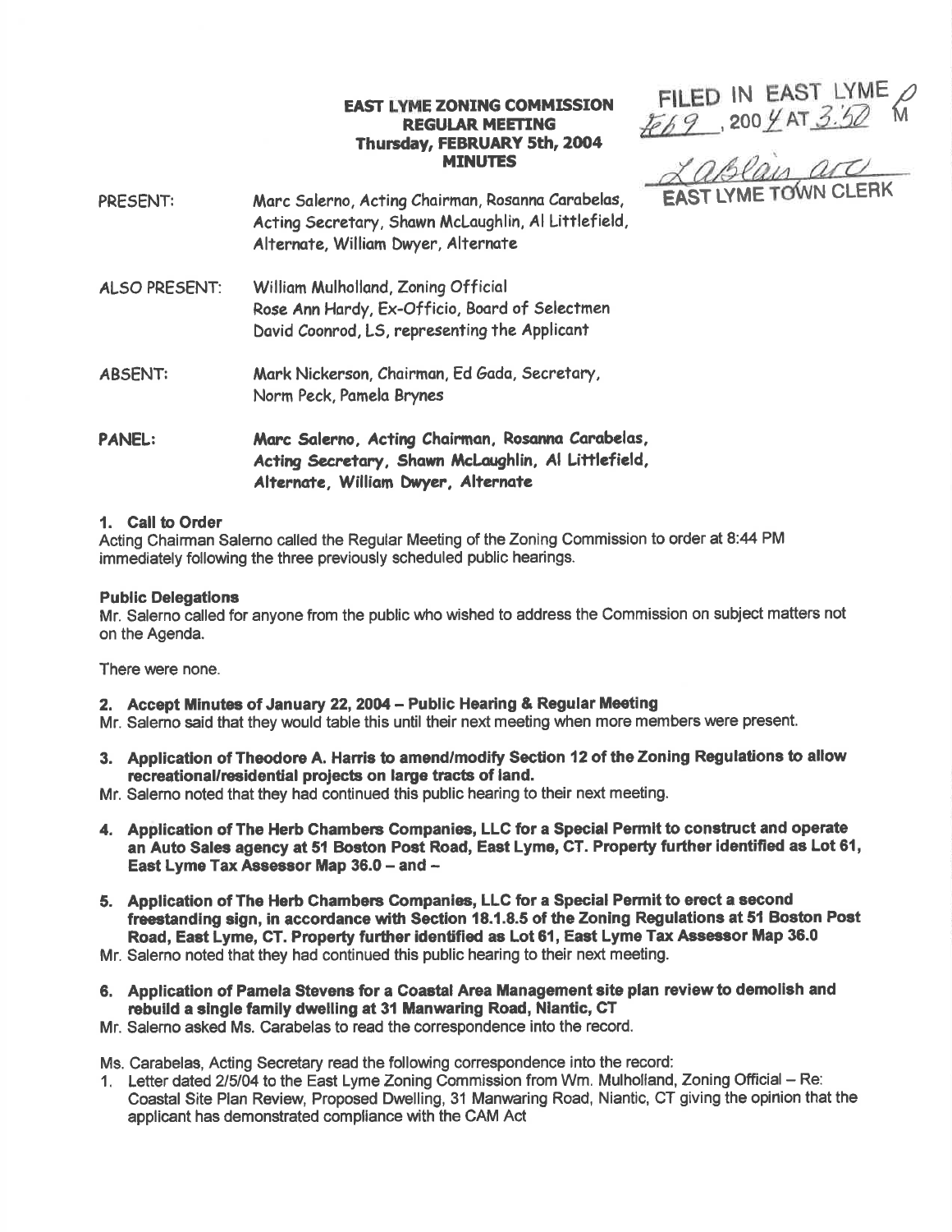**EAST LYME ZONING COMMISSION**
**REGULAR MEETING**
**Thursday, FEBRUARY 5th, 2004**
**MINUTES**

FILED IN EAST LYME Feb 9, 2004 AT 3:50 PM

LaBlais arc
EAST LYME TOWN CLERK

PRESENT: Marc Salerno, Acting Chairman, Rosanna Carabelas, Acting Secretary, Shawn McLaughlin, Al Littlefield, Alternate, William Dwyer, Alternate

ALSO PRESENT: William Mulholland, Zoning Official
Rose Ann Hardy, Ex-Officio, Board of Selectmen
David Coonrod, LS, representing the Applicant

ABSENT: Mark Nickerson, Chairman, Ed Gada, Secretary, Norm Peck, Pamela Brynes

**PANEL: Marc Salerno, Acting Chairman, Rosanna Carabelas, Acting Secretary, Shawn McLaughlin, Al Littlefield, Alternate, William Dwyer, Alternate**

**1. Call to Order**

Acting Chairman Salerno called the Regular Meeting of the Zoning Commission to order at 8:44 PM immediately following the three previously scheduled public hearings.

**Public Delegations**

Mr. Salerno called for anyone from the public who wished to address the Commission on subject matters not on the Agenda.

There were none.

**2. Accept Minutes of January 22, 2004 – Public Hearing & Regular Meeting**

Mr. Salerno said that they would table this until their next meeting when more members were present.

**3. Application of Theodore A. Harris to amend/modify Section 12 of the Zoning Regulations to allow recreational/residential projects on large tracts of land.**

Mr. Salerno noted that they had continued this public hearing to their next meeting.

**4. Application of The Herb Chambers Companies, LLC for a Special Permit to construct and operate an Auto Sales agency at 51 Boston Post Road, East Lyme, CT. Property further identified as Lot 61, East Lyme Tax Assessor Map 36.0 – and –**

**5. Application of The Herb Chambers Companies, LLC for a Special Permit to erect a second freestanding sign, in accordance with Section 18.1.8.5 of the Zoning Regulations at 51 Boston Post Road, East Lyme, CT. Property further identified as Lot 61, East Lyme Tax Assessor Map 36.0**

Mr. Salerno noted that they had continued this public hearing to their next meeting.

**6. Application of Pamela Stevens for a Coastal Area Management site plan review to demolish and rebuild a single family dwelling at 31 Manwaring Road, Niantic, CT**

Mr. Salerno asked Ms. Carabelas to read the correspondence into the record.

Ms. Carabelas, Acting Secretary read the following correspondence into the record:

1. Letter dated 2/5/04 to the East Lyme Zoning Commission from Wm. Mulholland, Zoning Official – Re: Coastal Site Plan Review, Proposed Dwelling, 31 Manwaring Road, Niantic, CT giving the opinion that the applicant has demonstrated compliance with the CAM Act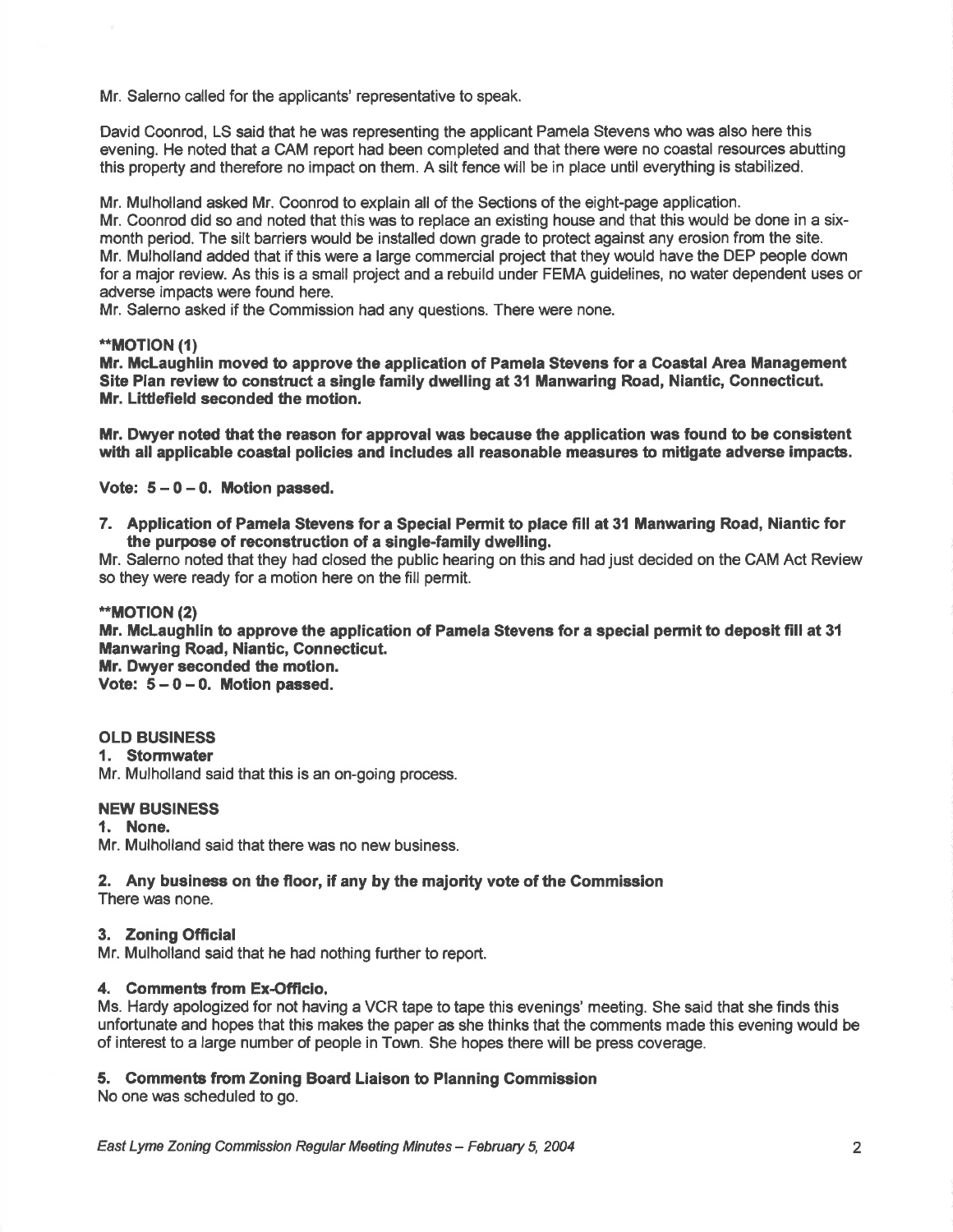Mr. Salerno called for the applicants' representative to speak.

David Coonrod, LS said that he was representing the applicant Pamela Stevens who was also here this evening. He noted that a CAM report had been completed and that there were no coastal resources abutting this property and therefore no impact on them. A silt fence will be in place until everything is stabilized.

Mr. Mulholland asked Mr. Coonrod to explain all of the Sections of the eight-page application.
Mr. Coonrod did so and noted that this was to replace an existing house and that this would be done in a six-month period. The silt barriers would be installed down grade to protect against any erosion from the site.
Mr. Mulholland added that if this were a large commercial project that they would have the DEP people down for a major review. As this is a small project and a rebuild under FEMA guidelines, no water dependent uses or adverse impacts were found here.
Mr. Salerno asked if the Commission had any questions. There were none.

**\*\*MOTION (1)**

**Mr. McLaughlin moved to approve the application of Pamela Stevens for a Coastal Area Management Site Plan review to construct a single family dwelling at 31 Manwaring Road, Niantic, Connecticut. Mr. Littlefield seconded the motion.**

**Mr. Dwyer noted that the reason for approval was because the application was found to be consistent with all applicable coastal policies and includes all reasonable measures to mitigate adverse impacts.**

**Vote: 5 – 0 – 0. Motion passed.**

**7. Application of Pamela Stevens for a Special Permit to place fill at 31 Manwaring Road, Niantic for the purpose of reconstruction of a single-family dwelling.**
Mr. Salerno noted that they had closed the public hearing on this and had just decided on the CAM Act Review so they were ready for a motion here on the fill permit.

**\*\*MOTION (2)**
**Mr. McLaughlin to approve the application of Pamela Stevens for a special permit to deposit fill at 31 Manwaring Road, Niantic, Connecticut.**
**Mr. Dwyer seconded the motion.**
**Vote: 5 – 0 – 0. Motion passed.**

**OLD BUSINESS**
**1. Stormwater**
Mr. Mulholland said that this is an on-going process.

**NEW BUSINESS**
**1. None.**
Mr. Mulholland said that there was no new business.

**2. Any business on the floor, if any by the majority vote of the Commission**
There was none.

**3. Zoning Official**
Mr. Mulholland said that he had nothing further to report.

**4. Comments from Ex-Officio.**
Ms. Hardy apologized for not having a VCR tape to tape this evenings' meeting. She said that she finds this unfortunate and hopes that this makes the paper as she thinks that the comments made this evening would be of interest to a large number of people in Town. She hopes there will be press coverage.

**5. Comments from Zoning Board Liaison to Planning Commission**
No one was scheduled to go.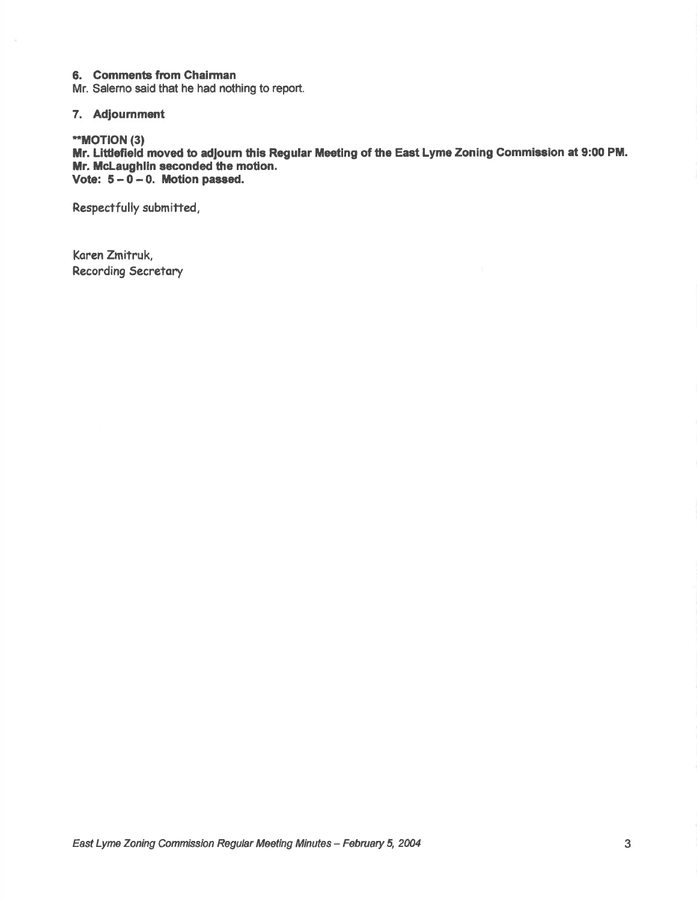## 6. Comments from Chairman

Mr. Salerno said that he had nothing to report.

## 7. Adjournment

****MOTION (3)**
**Mr. Littlefield moved to adjourn this Regular Meeting of the East Lyme Zoning Commission at 9:00 PM.**
**Mr. McLaughlin seconded the motion.**
**Vote: 5 – 0 – 0. Motion passed.**

Respectfully submitted,

Karen Zmitruk,
Recording Secretary